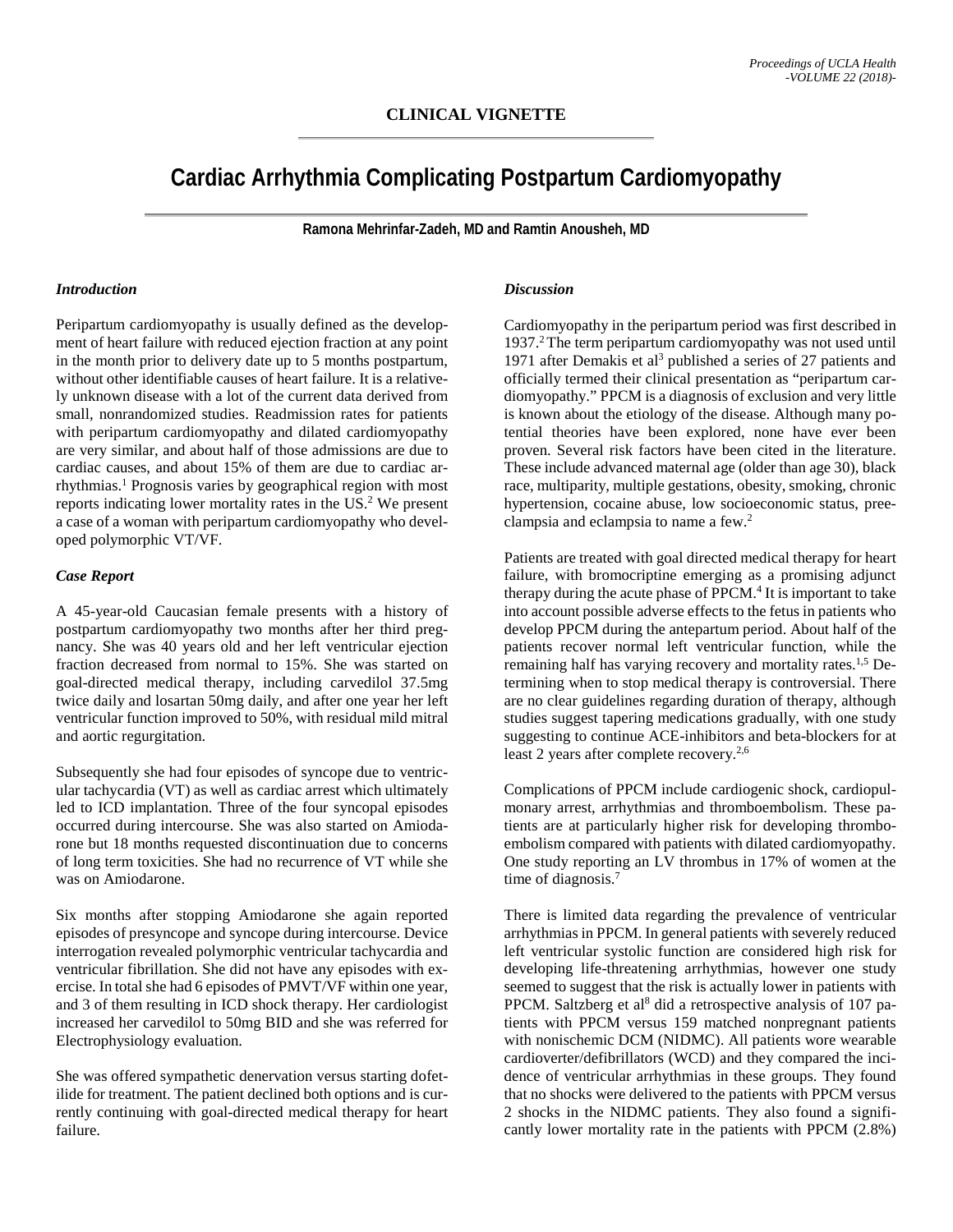CLINICAL VIGNETTE

# Cardiac Arrhythmia Complicating Postpartum Cardiomyopathy

**Ramona Mehrinfar-Zadeh, MD and Ramtin Anousheh, MD**

### *Introduction*

Peripartum cardiomyopathy is usually defined as the development of heart failure with reduced ejection fraction at any point in the month prior to delivery date up to 5 months postpartum, without other identifiable causes of heart failure. It is a relatively unknown disease with a lot of the current data derived from small, nonrandomized studies. Readmission rates for patients with peripartum cardiomyopathy and dilated cardiomyopathy are very similar, and about half of those admissions are due to cardiac causes, and about 15% of them are due to cardiac arrhythmias.[1] Prognosis varies by geographical region with most reports indicating lower mortality rates in the US.[2] We present a case of a woman with peripartum cardiomyopathy who developed polymorphic VT/VF.

### *Case Report*

A 45-year-old Caucasian female presents with a history of postpartum cardiomyopathy two months after her third pregnancy. She was 40 years old and her left ventricular ejection fraction decreased from normal to 15%. She was started on goal-directed medical therapy, including carvedilol 37.5mg twice daily and losartan 50mg daily, and after one year her left ventricular function improved to 50%, with residual mild mitral and aortic regurgitation.

Subsequently she had four episodes of syncope due to ventricular tachycardia (VT) as well as cardiac arrest which ultimately led to ICD implantation. Three of the four syncopal episodes occurred during intercourse. She was also started on Amiodarone but 18 months requested discontinuation due to concerns of long term toxicities. She had no recurrence of VT while she was on Amiodarone.

Six months after stopping Amiodarone she again reported episodes of presyncope and syncope during intercourse. Device interrogation revealed polymorphic ventricular tachycardia and ventricular fibrillation. She did not have any episodes with exercise. In total she had 6 episodes of PMVT/VF within one year, and 3 of them resulting in ICD shock therapy. Her cardiologist increased her carvedilol to 50mg BID and she was referred for Electrophysiology evaluation.

She was offered sympathetic denervation versus starting dofetilide for treatment. The patient declined both options and is currently continuing with goal-directed medical therapy for heart failure.

### *Discussion*

Cardiomyopathy in the peripartum period was first described in 1937.[2] The term peripartum cardiomyopathy was not used until 1971 after Demakis et al[3] published a series of 27 patients and officially termed their clinical presentation as "peripartum cardiomyopathy." PPCM is a diagnosis of exclusion and very little is known about the etiology of the disease. Although many potential theories have been explored, none have ever been proven. Several risk factors have been cited in the literature. These include advanced maternal age (older than age 30), black race, multiparity, multiple gestations, obesity, smoking, chronic hypertension, cocaine abuse, low socioeconomic status, preeclampsia and eclampsia to name a few.[2]

Patients are treated with goal directed medical therapy for heart failure, with bromocriptine emerging as a promising adjunct therapy during the acute phase of PPCM.[4] It is important to take into account possible adverse effects to the fetus in patients who develop PPCM during the antepartum period. About half of the patients recover normal left ventricular function, while the remaining half has varying recovery and mortality rates.[1,5] Determining when to stop medical therapy is controversial. There are no clear guidelines regarding duration of therapy, although studies suggest tapering medications gradually, with one study suggesting to continue ACE-inhibitors and beta-blockers for at least 2 years after complete recovery.[2,6]

Complications of PPCM include cardiogenic shock, cardiopulmonary arrest, arrhythmias and thromboembolism. These patients are at particularly higher risk for developing thromboembolism compared with patients with dilated cardiomyopathy. One study reporting an LV thrombus in 17% of women at the time of diagnosis.[7]

There is limited data regarding the prevalence of ventricular arrhythmias in PPCM. In general patients with severely reduced left ventricular systolic function are considered high risk for developing life-threatening arrhythmias, however one study seemed to suggest that the risk is actually lower in patients with PPCM. Saltzberg et al[8] did a retrospective analysis of 107 patients with PPCM versus 159 matched nonpregnant patients with nonischemic DCM (NIDMC). All patients wore wearable cardioverter/defibrillators (WCD) and they compared the incidence of ventricular arrhythmias in these groups. They found that no shocks were delivered to the patients with PPCM versus 2 shocks in the NIDMC patients. They also found a significantly lower mortality rate in the patients with PPCM (2.8%)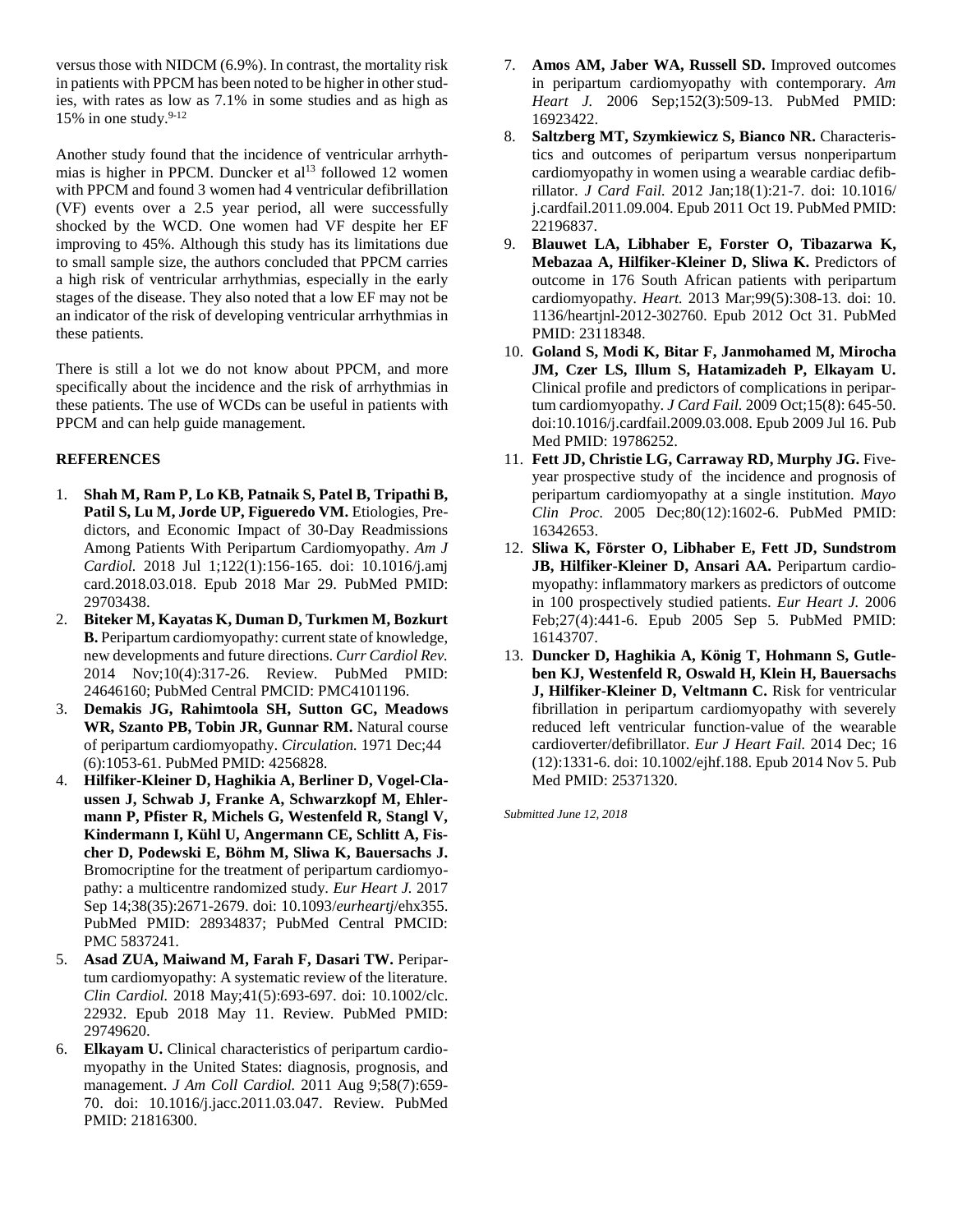versus those with NIDCM (6.9%). In contrast, the mortality risk in patients with PPCM has been noted to be higher in other studies, with rates as low as 7.1% in some studies and as high as 15% in one study.[9-12]

Another study found that the incidence of ventricular arrhythmias is higher in PPCM. Duncker et al[13] followed 12 women with PPCM and found 3 women had 4 ventricular defibrillation (VF) events over a 2.5 year period, all were successfully shocked by the WCD. One women had VF despite her EF improving to 45%. Although this study has its limitations due to small sample size, the authors concluded that PPCM carries a high risk of ventricular arrhythmias, especially in the early stages of the disease. They also noted that a low EF may not be an indicator of the risk of developing ventricular arrhythmias in these patients.

There is still a lot we do not know about PPCM, and more specifically about the incidence and the risk of arrhythmias in these patients. The use of WCDs can be useful in patients with PPCM and can help guide management.

## REFERENCES

1. **Shah M, Ram P, Lo KB, Patnaik S, Patel B, Tripathi B, Patil S, Lu M, Jorde UP, Figueredo VM.** Etiologies, Predictors, and Economic Impact of 30-Day Readmissions Among Patients With Peripartum Cardiomyopathy. *Am J Cardiol.* 2018 Jul 1;122(1):156-165. doi: 10.1016/j.amjcard.2018.03.018. Epub 2018 Mar 29. PubMed PMID: 29703438.
2. **Biteker M, Kayatas K, Duman D, Turkmen M, Bozkurt B.** Peripartum cardiomyopathy: current state of knowledge, new developments and future directions. *Curr Cardiol Rev.* 2014 Nov;10(4):317-26. Review. PubMed PMID: 24646160; PubMed Central PMCID: PMC4101196.
3. **Demakis JG, Rahimtoola SH, Sutton GC, Meadows WR, Szanto PB, Tobin JR, Gunnar RM.** Natural course of peripartum cardiomyopathy. *Circulation.* 1971 Dec;44 (6):1053-61. PubMed PMID: 4256828.
4. **Hilfiker-Kleiner D, Haghikia A, Berliner D, Vogel-Claussen J, Schwab J, Franke A, Schwarzkopf M, Ehlermann P, Pfister R, Michels G, Westenfeld R, Stangl V, Kindermann I, Kühl U, Angermann CE, Schlitt A, Fischer D, Podewski E, Böhm M, Sliwa K, Bauersachs J.** Bromocriptine for the treatment of peripartum cardiomyopathy: a multicentre randomized study. *Eur Heart J.* 2017 Sep 14;38(35):2671-2679. doi: 10.1093/*eurheartj*/ehx355. PubMed PMID: 28934837; PubMed Central PMCID: PMC 5837241.
5. **Asad ZUA, Maiwand M, Farah F, Dasari TW.** Peripartum cardiomyopathy: A systematic review of the literature. *Clin Cardiol.* 2018 May;41(5):693-697. doi: 10.1002/clc.22932. Epub 2018 May 11. Review. PubMed PMID: 29749620.
6. **Elkayam U.** Clinical characteristics of peripartum cardiomyopathy in the United States: diagnosis, prognosis, and management. *J Am Coll Cardiol.* 2011 Aug 9;58(7):659-70. doi: 10.1016/j.jacc.2011.03.047. Review. PubMed PMID: 21816300.
7. **Amos AM, Jaber WA, Russell SD.** Improved outcomes in peripartum cardiomyopathy with contemporary. *Am Heart J.* 2006 Sep;152(3):509-13. PubMed PMID: 16923422.
8. **Saltzberg MT, Szymkiewicz S, Bianco NR.** Characteristics and outcomes of peripartum versus nonperipartum cardiomyopathy in women using a wearable cardiac defibrillator. *J Card Fail.* 2012 Jan;18(1):21-7. doi: 10.1016/j.cardfail.2011.09.004. Epub 2011 Oct 19. PubMed PMID: 22196837.
9. **Blauwet LA, Libhaber E, Forster O, Tibazarwa K, Mebazaa A, Hilfiker-Kleiner D, Sliwa K.** Predictors of outcome in 176 South African patients with peripartum cardiomyopathy. *Heart.* 2013 Mar;99(5):308-13. doi: 10.1136/heartjnl-2012-302760. Epub 2012 Oct 31. PubMed PMID: 23118348.
10. **Goland S, Modi K, Bitar F, Janmohamed M, Mirocha JM, Czer LS, Illum S, Hatamizadeh P, Elkayam U.** Clinical profile and predictors of complications in peripartum cardiomyopathy. *J Card Fail.* 2009 Oct;15(8): 645-50. doi:10.1016/j.cardfail.2009.03.008. Epub 2009 Jul 16. Pub Med PMID: 19786252.
11. **Fett JD, Christie LG, Carraway RD, Murphy JG.** Five-year prospective study of the incidence and prognosis of peripartum cardiomyopathy at a single institution. *Mayo Clin Proc.* 2005 Dec;80(12):1602-6. PubMed PMID: 16342653.
12. **Sliwa K, Förster O, Libhaber E, Fett JD, Sundstrom JB, Hilfiker-Kleiner D, Ansari AA.** Peripartum cardiomyopathy: inflammatory markers as predictors of outcome in 100 prospectively studied patients. *Eur Heart J.* 2006 Feb;27(4):441-6. Epub 2005 Sep 5. PubMed PMID: 16143707.
13. **Duncker D, Haghikia A, König T, Hohmann S, Gutleben KJ, Westenfeld R, Oswald H, Klein H, Bauersachs J, Hilfiker-Kleiner D, Veltmann C.** Risk for ventricular fibrillation in peripartum cardiomyopathy with severely reduced left ventricular function-value of the wearable cardioverter/defibrillator. *Eur J Heart Fail.* 2014 Dec; 16 (12):1331-6. doi: 10.1002/ejhf.188. Epub 2014 Nov 5. Pub Med PMID: 25371320.

*Submitted June 12, 2018*